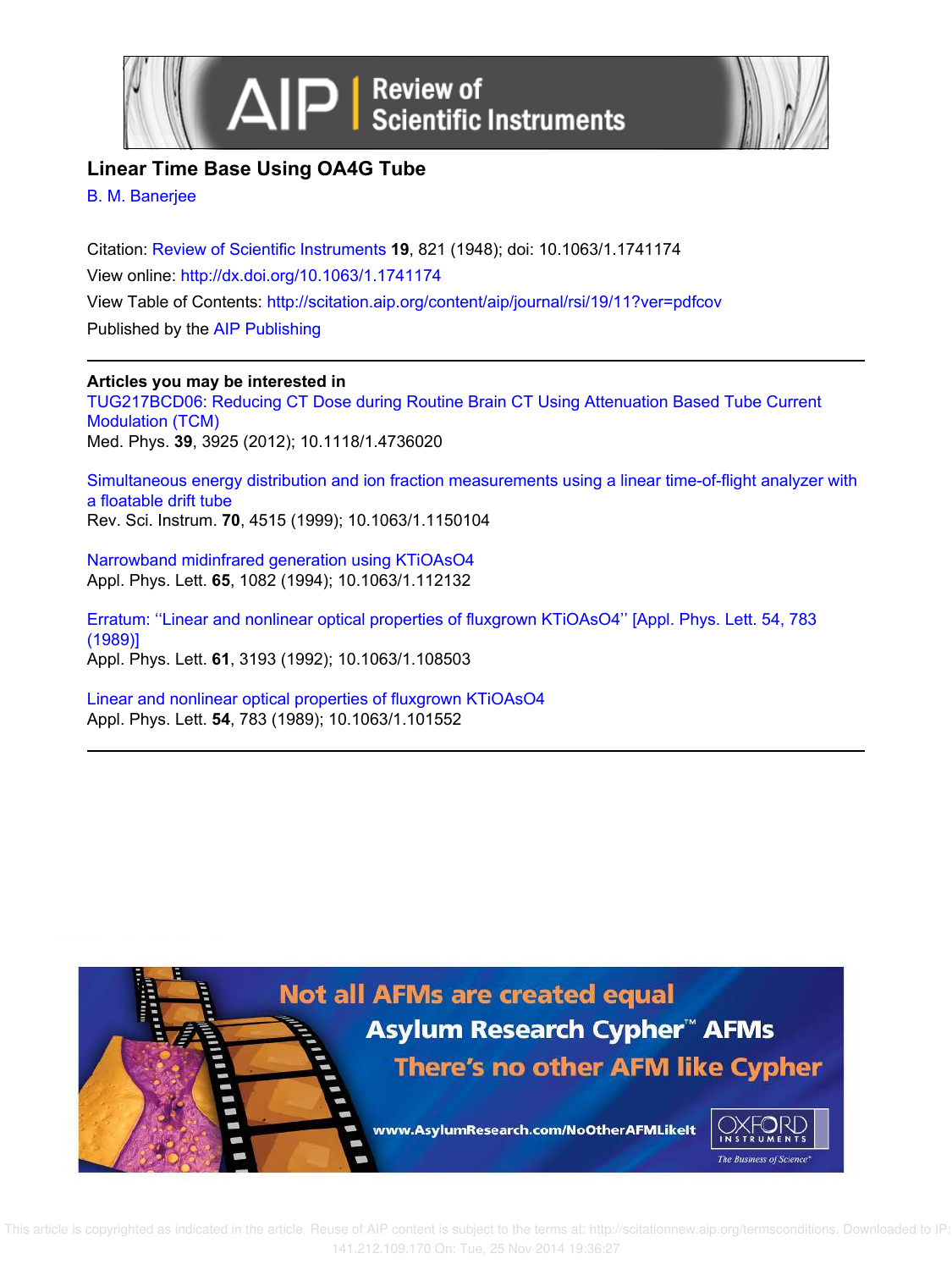# Linear Time Base Using OA4G Tube

B. M. Banerjee

Citation: Review of Scientific Instruments **19**, 821 (1948); doi: 10.1063/1.1741174

View online: http://dx.doi.org/10.1063/1.1741174

View Table of Contents: http://scitation.aip.org/content/aip/journal/rsi/19/11?ver=pdfcov

Published by the AIP Publishing

**Articles you may be interested in**

TUG217BCD06: Reducing CT Dose during Routine Brain CT Using Attenuation Based Tube Current Modulation (TCM)
Med. Phys. **39**, 3925 (2012); 10.1118/1.4736020

Simultaneous energy distribution and ion fraction measurements using a linear time-of-flight analyzer with a floatable drift tube
Rev. Sci. Instrum. **70**, 4515 (1999); 10.1063/1.1150104

Narrowband midinfrared generation using KTiOAsO4
Appl. Phys. Lett. **65**, 1082 (1994); 10.1063/1.112132

Erratum: ''Linear and nonlinear optical properties of fluxgrown KTiOAsO4'' [Appl. Phys. Lett. 54, 783 (1989)]
Appl. Phys. Lett. **61**, 3193 (1992); 10.1063/1.108503

Linear and nonlinear optical properties of fluxgrown KTiOAsO4
Appl. Phys. Lett. **54**, 783 (1989); 10.1063/1.101552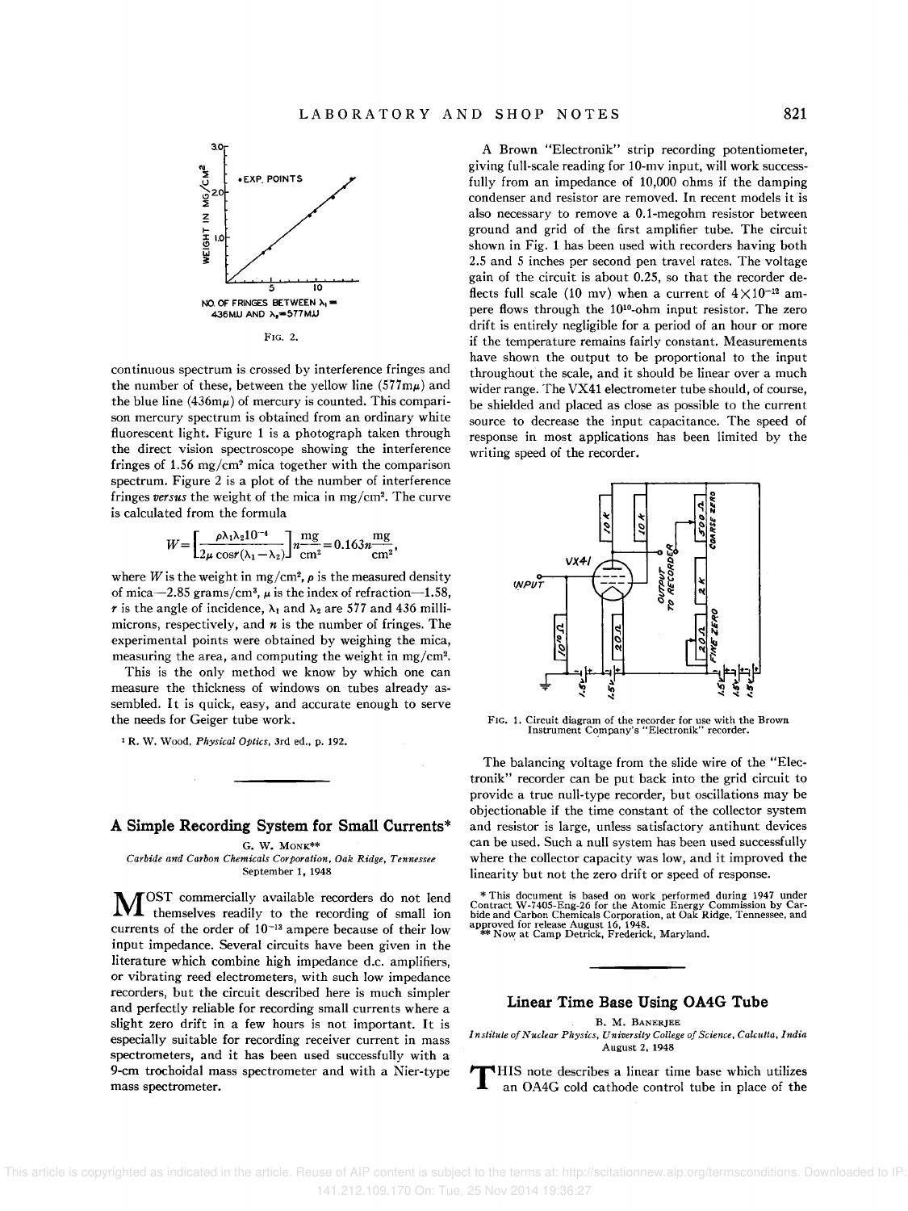FIG. 2.

continuous spectrum is crossed by interference fringes and the number of these, between the yellow line (577m$\mu$) and the blue line (436m$\mu$) of mercury is counted. This comparison mercury spectrum is obtained from an ordinary white fluorescent light. Figure 1 is a photograph taken through the direct vision spectroscope showing the interference fringes of 1.56 mg/cm² mica together with the comparison spectrum. Figure 2 is a plot of the number of interference fringes *versus* the weight of the mica in mg/cm². The curve is calculated from the formula

$$W=\left[\frac{\rho\lambda_1\lambda_2 10^{-4}}{2\mu\cos r(\lambda_1-\lambda_2)}\right]n\frac{\text{mg}}{\text{cm}^2}=0.163n\frac{\text{mg}}{\text{cm}^2},$$

where $W$ is the weight in mg/cm², $\rho$ is the measured density of mica—2.85 grams/cm³, $\mu$ is the index of refraction—1.58, $r$ is the angle of incidence, $\lambda_1$ and $\lambda_2$ are 577 and 436 millimicrons, respectively, and $n$ is the number of fringes. The experimental points were obtained by weighing the mica, measuring the area, and computing the weight in mg/cm².

This is the only method we know by which one can measure the thickness of windows on tubes already assembled. It is quick, easy, and accurate enough to serve the needs for Geiger tube work.

[1] R. W. Wood, *Physical Optics*, 3rd ed., p. 192.

## A Simple Recording System for Small Currents*

G. W. MONK**

*Carbide and Carbon Chemicals Corporation, Oak Ridge, Tennessee*
September 1, 1948

MOST commercially available recorders do not lend themselves readily to the recording of small ion currents of the order of $10^{-13}$ ampere because of their low input impedance. Several circuits have been given in the literature which combine high impedance d.c. amplifiers, or vibrating reed electrometers, with such low impedance recorders, but the circuit described here is much simpler and perfectly reliable for recording small currents where a slight zero drift in a few hours is not important. It is especially suitable for recording receiver current in mass spectrometers, and it has been used successfully with a 9-cm trochoidal mass spectrometer and with a Nier-type mass spectrometer.

A Brown "Electronik" strip recording potentiometer, giving full-scale reading for 10-mv input, will work successfully from an impedance of 10,000 ohms if the damping condenser and resistor are removed. In recent models it is also necessary to remove a 0.1-megohm resistor between ground and grid of the first amplifier tube. The circuit shown in Fig. 1 has been used with recorders having both 2.5 and 5 inches per second pen travel rates. The voltage gain of the circuit is about 0.25, so that the recorder deflects full scale (10 mv) when a current of $4\times10^{-12}$ ampere flows through the $10^{10}$-ohm input resistor. The zero drift is entirely negligible for a period of an hour or more if the temperature remains fairly constant. Measurements have shown the output to be proportional to the input throughout the scale, and it should be linear over a much wider range. The VX41 electrometer tube should, of course, be shielded and placed as close as possible to the current source to decrease the input capacitance. The speed of response in most applications has been limited by the writing speed of the recorder.

FIG. 1. Circuit diagram of the recorder for use with the Brown Instrument Company's "Electronik" recorder.

The balancing voltage from the slide wire of the "Electronik" recorder can be put back into the grid circuit to provide a true null-type recorder, but oscillations may be objectionable if the time constant of the collector system and resistor is large, unless satisfactory antihunt devices can be used. Such a null system has been used successfully where the collector capacity was low, and it improved the linearity but not the zero drift or speed of response.

\* This document is based on work performed during 1947 under Contract W-7405-Eng-26 for the Atomic Energy Commission by Carbide and Carbon Chemicals Corporation, at Oak Ridge, Tennessee, and approved for release August 16, 1948.
\*\* Now at Camp Detrick, Frederick, Maryland.

## Linear Time Base Using OA4G Tube

B. M. BANERJEE

*Institute of Nuclear Physics, University College of Science, Calcutta, India*
August 2, 1948

THIS note describes a linear time base which utilizes an OA4G cold cathode control tube in place of the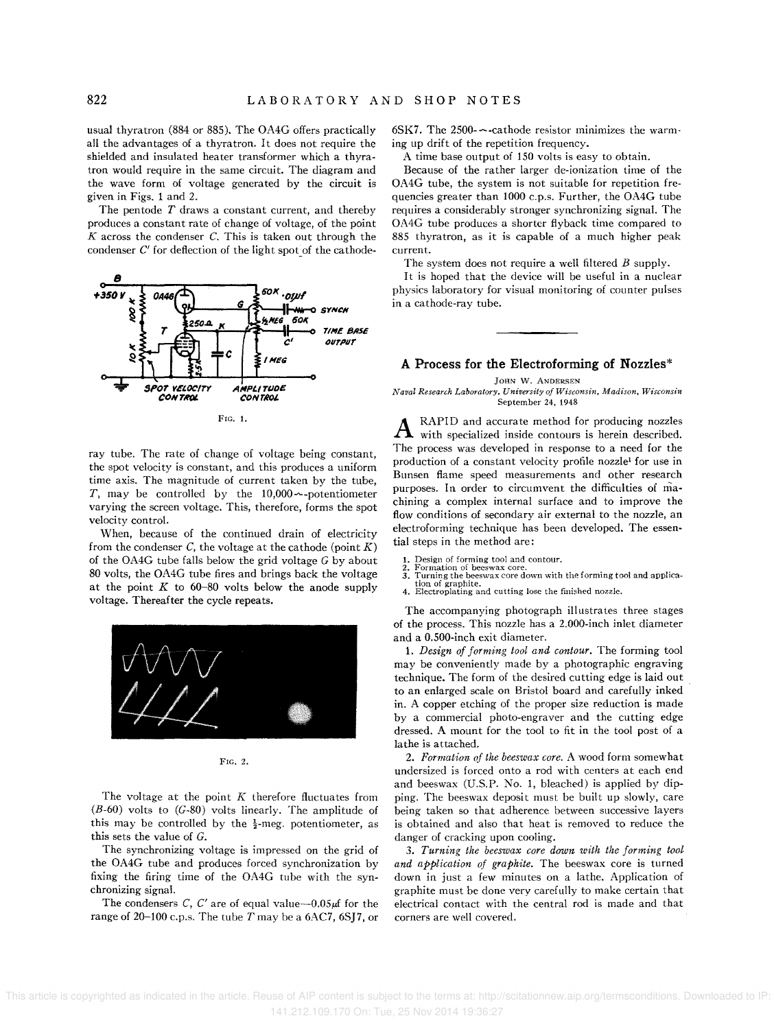usual thyratron (884 or 885). The OA4G offers practically all the advantages of a thyratron. It does not require the shielded and insulated heater transformer which a thyratron would require in the same circuit. The diagram and the wave form of voltage generated by the circuit is given in Figs. 1 and 2.

The pentode $T$ draws a constant current, and thereby produces a constant rate of change of voltage, of the point $K$ across the condenser $C$. This is taken out through the condenser $C'$ for deflection of the light spot of the cathode-ray tube. The rate of change of voltage being constant, the spot velocity is constant, and this produces a uniform time axis. The magnitude of current taken by the tube, $T$, may be controlled by the 10,000-~-potentiometer varying the screen voltage. This, therefore, forms the spot velocity control.

B
+350 V
OA4G
100 K
10 K
T
250Ω
K
25K
C
G
60K
.01μf
SYNCH
½ MEG
60K
TIME BASE OUTPUT
C'
1 MEG
SPOT VELOCITY CONTROL
AMPLITUDE CONTROL

Fig. 1.

When, because of the continued drain of electricity from the condenser $C$, the voltage at the cathode (point $K$) of the OA4G tube falls below the grid voltage $G$ by about 80 volts, the OA4G tube fires and brings back the voltage at the point $K$ to 60–80 volts below the anode supply voltage. Thereafter the cycle repeats.

Fig. 2.

The voltage at the point $K$ therefore fluctuates from ($B$-60) volts to ($G$-80) volts linearly. The amplitude of this may be controlled by the ½-meg. potentiometer, as this sets the value of $G$.

The synchronizing voltage is impressed on the grid of the OA4G tube and produces forced synchronization by fixing the firing time of the OA4G tube with the synchronizing signal.

The condensers $C$, $C'$ are of equal value—0.05μf for the range of 20–100 c.p.s. The tube $T$ may be a 6AC7, 6SJ7, or 6SK7. The 2500-~-cathode resistor minimizes the warming up drift of the repetition frequency.

A time base output of 150 volts is easy to obtain.

Because of the rather larger de-ionization time of the OA4G tube, the system is not suitable for repetition frequencies greater than 1000 c.p.s. Further, the OA4G tube requires a considerably stronger synchronizing signal. The OA4G tube produces a shorter flyback time compared to 885 thyratron, as it is capable of a much higher peak current.

The system does not require a well filtered $B$ supply.

It is hoped that the device will be useful in a nuclear physics laboratory for visual monitoring of counter pulses in a cathode-ray tube.

## A Process for the Electroforming of Nozzles*

JOHN W. ANDERSEN

*Naval Research Laboratory, University of Wisconsin, Madison, Wisconsin*

September 24, 1948

A RAPID and accurate method for producing nozzles with specialized inside contours is herein described. The process was developed in response to a need for the production of a constant velocity profile nozzle[1] for use in Bunsen flame speed measurements and other research purposes. In order to circumvent the difficulties of machining a complex internal surface and to improve the flow conditions of secondary air external to the nozzle, an electroforming technique has been developed. The essential steps in the method are:

1. Design of forming tool and contour.
2. Formation of beeswax core.
3. Turning the beeswax core down with the forming tool and application of graphite.
4. Electroplating and cutting lose the finished nozzle.

The accompanying photograph illustrates three stages of the process. This nozzle has a 2.000-inch inlet diameter and a 0.500-inch exit diameter.

1. *Design of forming tool and contour.* The forming tool may be conveniently made by a photographic engraving technique. The form of the desired cutting edge is laid out to an enlarged scale on Bristol board and carefully inked in. A copper etching of the proper size reduction is made by a commercial photo-engraver and the cutting edge dressed. A mount for the tool to fit in the tool post of a lathe is attached.

2. *Formation of the beeswax core.* A wood form somewhat undersized is forced onto a rod with centers at each end and beeswax (U.S.P. No. 1, bleached) is applied by dipping. The beeswax deposit must be built up slowly, care being taken so that adherence between successive layers is obtained and also that heat is removed to reduce the danger of cracking upon cooling.

3. *Turning the beeswax core down with the forming tool and application of graphite.* The beeswax core is turned down in just a few minutes on a lathe. Application of graphite must be done very carefully to make certain that electrical contact with the central rod is made and that corners are well covered.